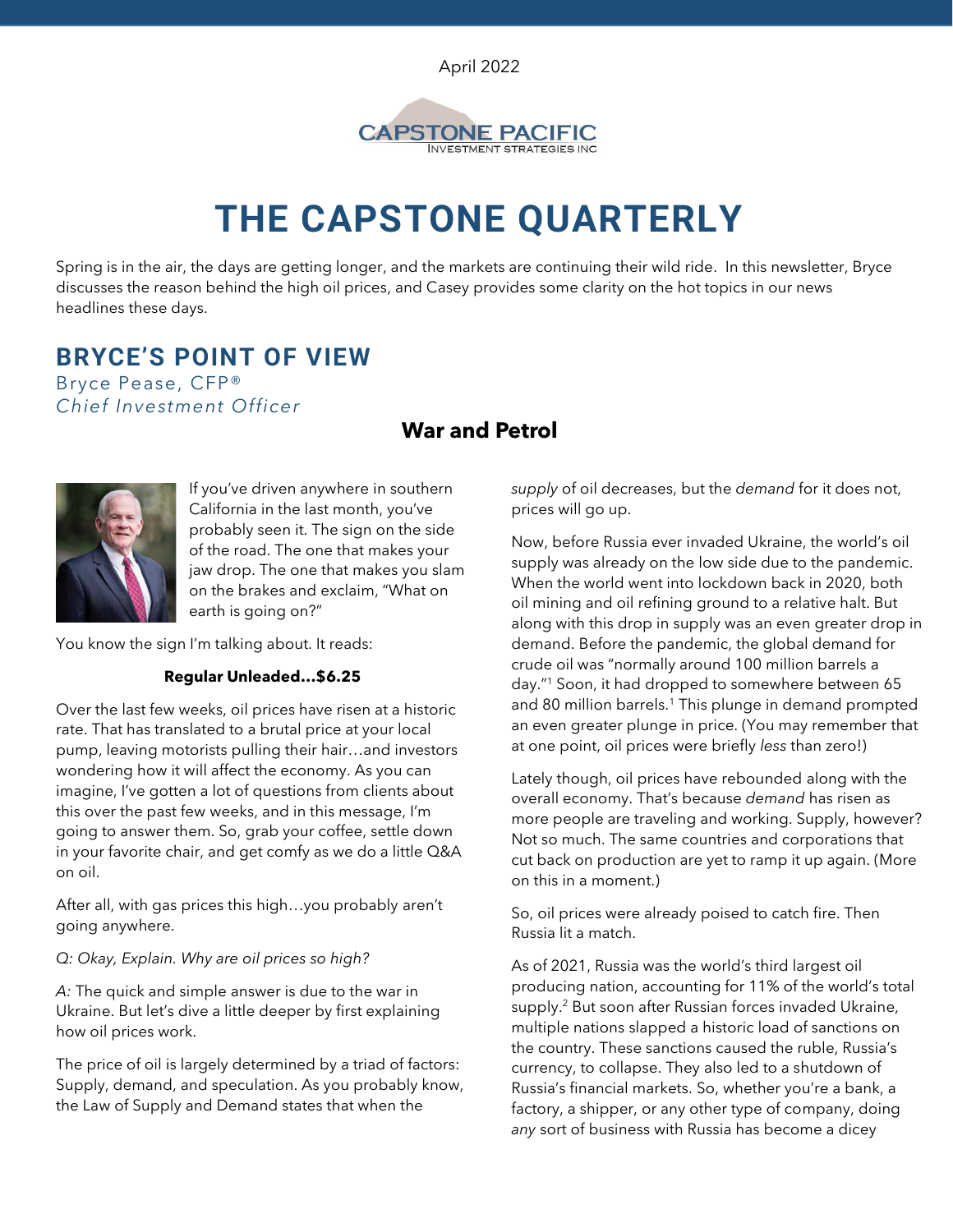April 2022

CAPSTONE PACIFIC
INVESTMENT STRATEGIES INC

# THE CAPSTONE QUARTERLY

Spring is in the air, the days are getting longer, and the markets are continuing their wild ride. In this newsletter, Bryce discusses the reason behind the high oil prices, and Casey provides some clarity on the hot topics in our news headlines these days.

## BRYCE'S POINT OF VIEW

Bryce Pease, CFP®
*Chief Investment Officer*

### War and Petrol

If you've driven anywhere in southern California in the last month, you've probably seen it. The sign on the side of the road. The one that makes your jaw drop. The one that makes you slam on the brakes and exclaim, "What on earth is going on?"

You know the sign I'm talking about. It reads:

**Regular Unleaded…$6.25**

Over the last few weeks, oil prices have risen at a historic rate. That has translated to a brutal price at your local pump, leaving motorists pulling their hair…and investors wondering how it will affect the economy. As you can imagine, I've gotten a lot of questions from clients about this over the past few weeks, and in this message, I'm going to answer them. So, grab your coffee, settle down in your favorite chair, and get comfy as we do a little Q&A on oil.

After all, with gas prices this high…you probably aren't going anywhere.

*Q: Okay, Explain. Why are oil prices so high?*

*A:* The quick and simple answer is due to the war in Ukraine. But let's dive a little deeper by first explaining how oil prices work.

The price of oil is largely determined by a triad of factors: Supply, demand, and speculation. As you probably know, the Law of Supply and Demand states that when the *supply* of oil decreases, but the *demand* for it does not, prices will go up.

Now, before Russia ever invaded Ukraine, the world's oil supply was already on the low side due to the pandemic. When the world went into lockdown back in 2020, both oil mining and oil refining ground to a relative halt. But along with this drop in supply was an even greater drop in demand. Before the pandemic, the global demand for crude oil was "normally around 100 million barrels a day."[1] Soon, it had dropped to somewhere between 65 and 80 million barrels.[1] This plunge in demand prompted an even greater plunge in price. (You may remember that at one point, oil prices were briefly *less* than zero!)

Lately though, oil prices have rebounded along with the overall economy. That's because *demand* has risen as more people are traveling and working. Supply, however? Not so much. The same countries and corporations that cut back on production are yet to ramp it up again. (More on this in a moment.)

So, oil prices were already poised to catch fire. Then Russia lit a match.

As of 2021, Russia was the world's third largest oil producing nation, accounting for 11% of the world's total supply.[2] But soon after Russian forces invaded Ukraine, multiple nations slapped a historic load of sanctions on the country. These sanctions caused the ruble, Russia's currency, to collapse. They also led to a shutdown of Russia's financial markets. So, whether you're a bank, a factory, a shipper, or any other type of company, doing *any* sort of business with Russia has become a dicey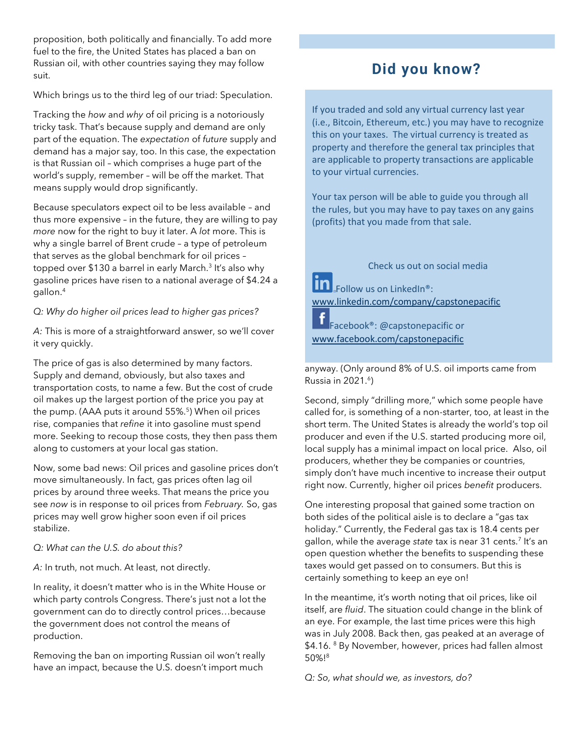proposition, both politically and financially. To add more fuel to the fire, the United States has placed a ban on Russian oil, with other countries saying they may follow suit.

Which brings us to the third leg of our triad: Speculation.

Tracking the *how* and *why* of oil pricing is a notoriously tricky task. That's because supply and demand are only part of the equation. The *expectation* of *future* supply and demand has a major say, too. In this case, the expectation is that Russian oil – which comprises a huge part of the world's supply, remember – will be off the market. That means supply would drop significantly.

Because speculators expect oil to be less available – and thus more expensive – in the future, they are willing to pay *more* now for the right to buy it later. A *lot* more. This is why a single barrel of Brent crude – a type of petroleum that serves as the global benchmark for oil prices – topped over $130 a barrel in early March.[3] It's also why gasoline prices have risen to a national average of $4.24 a gallon.[4]

*Q: Why do higher oil prices lead to higher gas prices?*

*A:* This is more of a straightforward answer, so we'll cover it very quickly.

The price of gas is also determined by many factors. Supply and demand, obviously, but also taxes and transportation costs, to name a few. But the cost of crude oil makes up the largest portion of the price you pay at the pump. (AAA puts it around 55%.[5]) When oil prices rise, companies that *refine* it into gasoline must spend more. Seeking to recoup those costs, they then pass them along to customers at your local gas station.

Now, some bad news: Oil prices and gasoline prices don't move simultaneously. In fact, gas prices often lag oil prices by around three weeks. That means the price you see *now* is in response to oil prices from *February.* So, gas prices may well grow higher soon even if oil prices stabilize.

*Q: What can the U.S. do about this?*

*A:* In truth, not much. At least, not directly.

In reality, it doesn't matter who is in the White House or which party controls Congress. There's just not a lot the government can do to directly control prices…because the government does not control the means of production.

Removing the ban on importing Russian oil won't really have an impact, because the U.S. doesn't import much anyway. (Only around 8% of U.S. oil imports came from Russia in 2021.[6])

Second, simply "drilling more," which some people have called for, is something of a non-starter, too, at least in the short term. The United States is already the world's top oil producer and even if the U.S. started producing more oil, local supply has a minimal impact on local price. Also, oil producers, whether they be companies or countries, simply don't have much incentive to increase their output right now. Currently, higher oil prices *benefit* producers.

One interesting proposal that gained some traction on both sides of the political aisle is to declare a "gas tax holiday." Currently, the Federal gas tax is 18.4 cents per gallon, while the average *state* tax is near 31 cents.[7] It's an open question whether the benefits to suspending these taxes would get passed on to consumers. But this is certainly something to keep an eye on!

In the meantime, it's worth noting that oil prices, like oil itself, are *fluid*. The situation could change in the blink of an eye. For example, the last time prices were this high was in July 2008. Back then, gas peaked at an average of $4.16. [8] By November, however, prices had fallen almost 50%![8]

*Q: So, what should we, as investors, do?*

## Did you know?

If you traded and sold any virtual currency last year (i.e., Bitcoin, Ethereum, etc.) you may have to recognize this on your taxes. The virtual currency is treated as property and therefore the general tax principles that are applicable to property transactions are applicable to your virtual currencies.

Your tax person will be able to guide you through all the rules, but you may have to pay taxes on any gains (profits) that you made from that sale.

Check us out on social media

Follow us on LinkedIn®: www.linkedin.com/company/capstonepacific

Facebook®: @capstonepacific or www.facebook.com/capstonepacific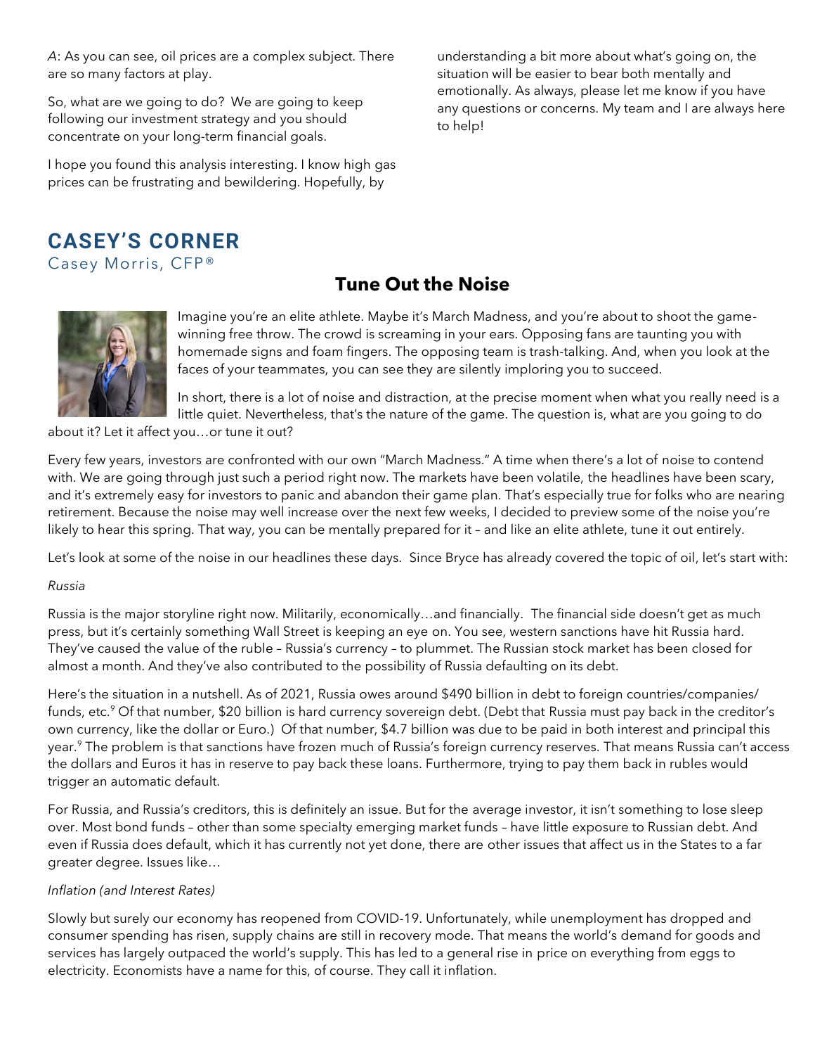*A*: As you can see, oil prices are a complex subject. There are so many factors at play.

So, what are we going to do? We are going to keep following our investment strategy and you should concentrate on your long-term financial goals.

I hope you found this analysis interesting. I know high gas prices can be frustrating and bewildering. Hopefully, by understanding a bit more about what's going on, the situation will be easier to bear both mentally and emotionally. As always, please let me know if you have any questions or concerns. My team and I are always here to help!

## CASEY'S CORNER

Casey Morris, CFP®

### Tune Out the Noise

Imagine you're an elite athlete. Maybe it's March Madness, and you're about to shoot the game-winning free throw. The crowd is screaming in your ears. Opposing fans are taunting you with homemade signs and foam fingers. The opposing team is trash-talking. And, when you look at the faces of your teammates, you can see they are silently imploring you to succeed.

In short, there is a lot of noise and distraction, at the precise moment when what you really need is a little quiet. Nevertheless, that's the nature of the game. The question is, what are you going to do about it? Let it affect you…or tune it out?

Every few years, investors are confronted with our own "March Madness." A time when there's a lot of noise to contend with. We are going through just such a period right now. The markets have been volatile, the headlines have been scary, and it's extremely easy for investors to panic and abandon their game plan. That's especially true for folks who are nearing retirement. Because the noise may well increase over the next few weeks, I decided to preview some of the noise you're likely to hear this spring. That way, you can be mentally prepared for it – and like an elite athlete, tune it out entirely.

Let's look at some of the noise in our headlines these days. Since Bryce has already covered the topic of oil, let's start with:

*Russia*

Russia is the major storyline right now. Militarily, economically…and financially. The financial side doesn't get as much press, but it's certainly something Wall Street is keeping an eye on. You see, western sanctions have hit Russia hard. They've caused the value of the ruble – Russia's currency – to plummet. The Russian stock market has been closed for almost a month. And they've also contributed to the possibility of Russia defaulting on its debt.

Here's the situation in a nutshell. As of 2021, Russia owes around $490 billion in debt to foreign countries/companies/funds, etc.[9] Of that number, $20 billion is hard currency sovereign debt. (Debt that Russia must pay back in the creditor's own currency, like the dollar or Euro.) Of that number, $4.7 billion was due to be paid in both interest and principal this year.[9] The problem is that sanctions have frozen much of Russia's foreign currency reserves. That means Russia can't access the dollars and Euros it has in reserve to pay back these loans. Furthermore, trying to pay them back in rubles would trigger an automatic default.

For Russia, and Russia's creditors, this is definitely an issue. But for the average investor, it isn't something to lose sleep over. Most bond funds – other than some specialty emerging market funds – have little exposure to Russian debt. And even if Russia does default, which it has currently not yet done, there are other issues that affect us in the States to a far greater degree. Issues like…

*Inflation (and Interest Rates)*

Slowly but surely our economy has reopened from COVID-19. Unfortunately, while unemployment has dropped and consumer spending has risen, supply chains are still in recovery mode. That means the world's demand for goods and services has largely outpaced the world's supply. This has led to a general rise in price on everything from eggs to electricity. Economists have a name for this, of course. They call it inflation.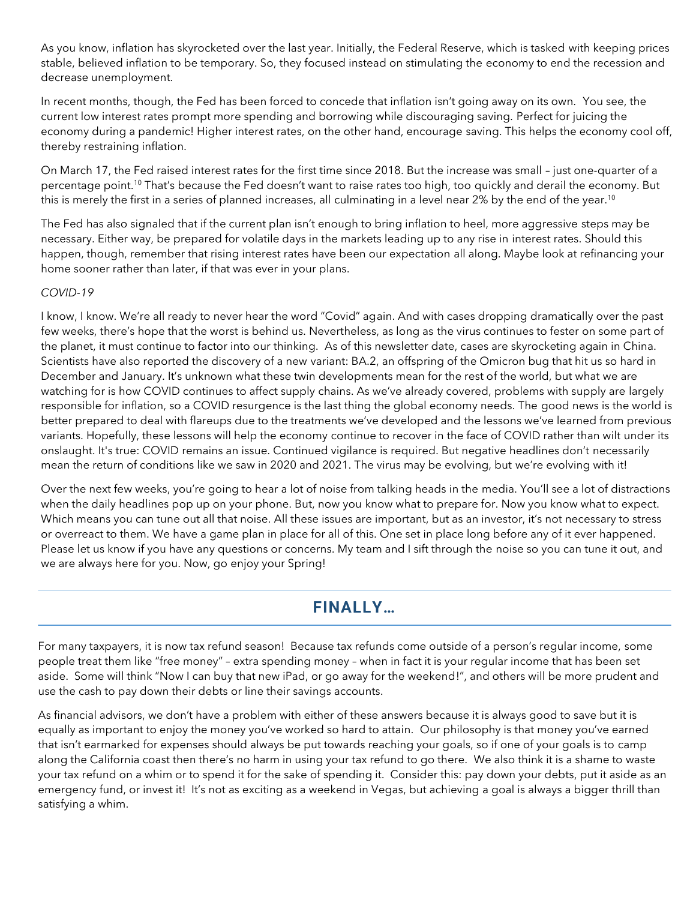As you know, inflation has skyrocketed over the last year. Initially, the Federal Reserve, which is tasked with keeping prices stable, believed inflation to be temporary. So, they focused instead on stimulating the economy to end the recession and decrease unemployment.

In recent months, though, the Fed has been forced to concede that inflation isn't going away on its own. You see, the current low interest rates prompt more spending and borrowing while discouraging saving. Perfect for juicing the economy during a pandemic! Higher interest rates, on the other hand, encourage saving. This helps the economy cool off, thereby restraining inflation.

On March 17, the Fed raised interest rates for the first time since 2018. But the increase was small – just one-quarter of a percentage point.[10] That's because the Fed doesn't want to raise rates too high, too quickly and derail the economy. But this is merely the first in a series of planned increases, all culminating in a level near 2% by the end of the year.[10]

The Fed has also signaled that if the current plan isn't enough to bring inflation to heel, more aggressive steps may be necessary. Either way, be prepared for volatile days in the markets leading up to any rise in interest rates. Should this happen, though, remember that rising interest rates have been our expectation all along. Maybe look at refinancing your home sooner rather than later, if that was ever in your plans.

*COVID-19*

I know, I know. We're all ready to never hear the word "Covid" again. And with cases dropping dramatically over the past few weeks, there's hope that the worst is behind us. Nevertheless, as long as the virus continues to fester on some part of the planet, it must continue to factor into our thinking. As of this newsletter date, cases are skyrocketing again in China. Scientists have also reported the discovery of a new variant: BA.2, an offspring of the Omicron bug that hit us so hard in December and January. It's unknown what these twin developments mean for the rest of the world, but what we are watching for is how COVID continues to affect supply chains. As we've already covered, problems with supply are largely responsible for inflation, so a COVID resurgence is the last thing the global economy needs. The good news is the world is better prepared to deal with flareups due to the treatments we've developed and the lessons we've learned from previous variants. Hopefully, these lessons will help the economy continue to recover in the face of COVID rather than wilt under its onslaught. It's true: COVID remains an issue. Continued vigilance is required. But negative headlines don't necessarily mean the return of conditions like we saw in 2020 and 2021. The virus may be evolving, but we're evolving with it!

Over the next few weeks, you're going to hear a lot of noise from talking heads in the media. You'll see a lot of distractions when the daily headlines pop up on your phone. But, now you know what to prepare for. Now you know what to expect. Which means you can tune out all that noise. All these issues are important, but as an investor, it's not necessary to stress or overreact to them. We have a game plan in place for all of this. One set in place long before any of it ever happened. Please let us know if you have any questions or concerns. My team and I sift through the noise so you can tune it out, and we are always here for you. Now, go enjoy your Spring!

## FINALLY…

For many taxpayers, it is now tax refund season! Because tax refunds come outside of a person's regular income, some people treat them like "free money" – extra spending money – when in fact it is your regular income that has been set aside. Some will think "Now I can buy that new iPad, or go away for the weekend!", and others will be more prudent and use the cash to pay down their debts or line their savings accounts.

As financial advisors, we don't have a problem with either of these answers because it is always good to save but it is equally as important to enjoy the money you've worked so hard to attain. Our philosophy is that money you've earned that isn't earmarked for expenses should always be put towards reaching your goals, so if one of your goals is to camp along the California coast then there's no harm in using your tax refund to go there. We also think it is a shame to waste your tax refund on a whim or to spend it for the sake of spending it. Consider this: pay down your debts, put it aside as an emergency fund, or invest it! It's not as exciting as a weekend in Vegas, but achieving a goal is always a bigger thrill than satisfying a whim.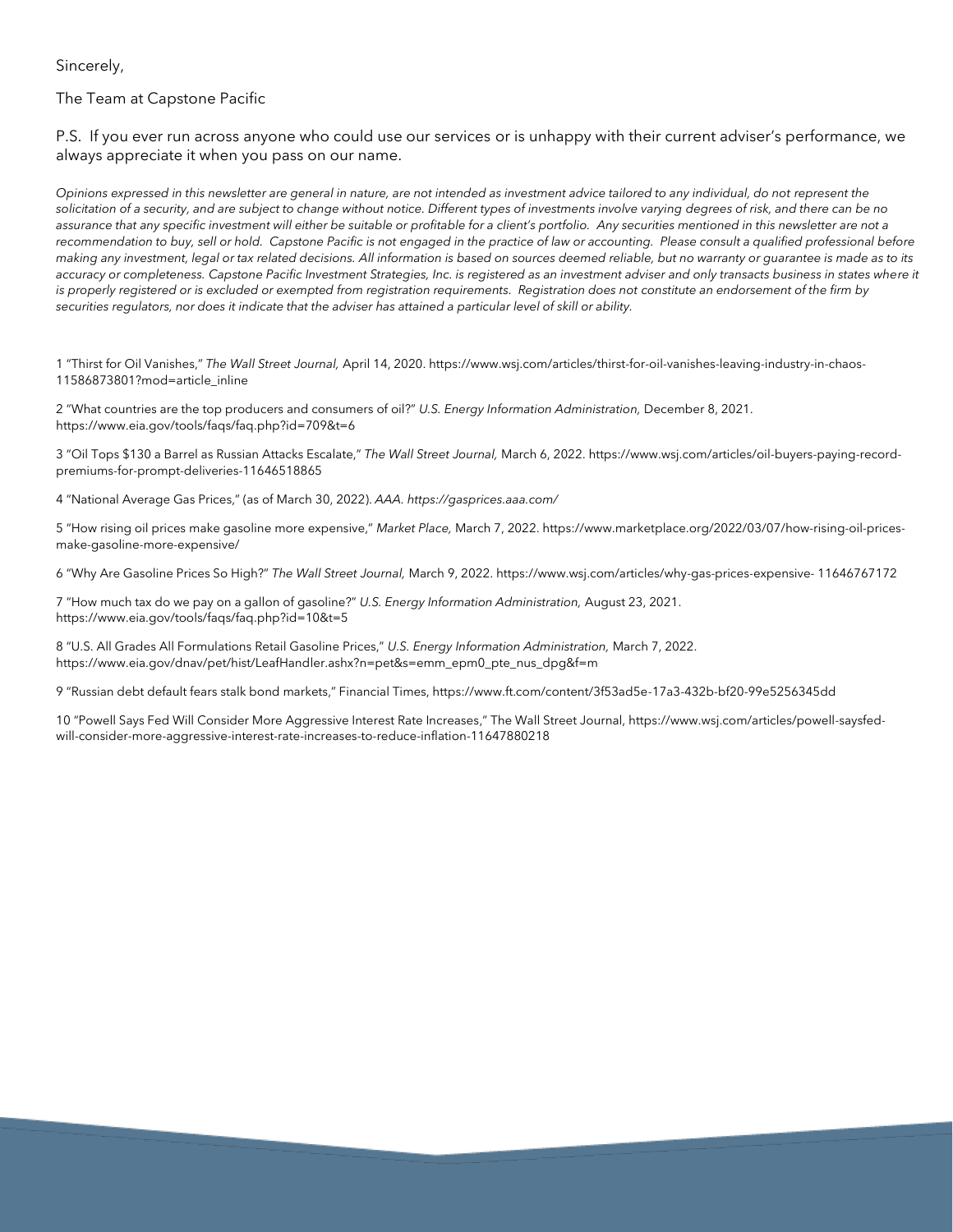Sincerely,

The Team at Capstone Pacific

P.S. If you ever run across anyone who could use our services or is unhappy with their current adviser's performance, we always appreciate it when you pass on our name.

*Opinions expressed in this newsletter are general in nature, are not intended as investment advice tailored to any individual, do not represent the solicitation of a security, and are subject to change without notice. Different types of investments involve varying degrees of risk, and there can be no assurance that any specific investment will either be suitable or profitable for a client's portfolio. Any securities mentioned in this newsletter are not a recommendation to buy, sell or hold. Capstone Pacific is not engaged in the practice of law or accounting. Please consult a qualified professional before making any investment, legal or tax related decisions. All information is based on sources deemed reliable, but no warranty or guarantee is made as to its accuracy or completeness. Capstone Pacific Investment Strategies, Inc. is registered as an investment adviser and only transacts business in states where it is properly registered or is excluded or exempted from registration requirements. Registration does not constitute an endorsement of the firm by securities regulators, nor does it indicate that the adviser has attained a particular level of skill or ability.*

1 "Thirst for Oil Vanishes," *The Wall Street Journal,* April 14, 2020. https://www.wsj.com/articles/thirst-for-oil-vanishes-leaving-industry-in-chaos-11586873801?mod=article_inline

2 "What countries are the top producers and consumers of oil?" *U.S. Energy Information Administration,* December 8, 2021. https://www.eia.gov/tools/faqs/faq.php?id=709&t=6

3 "Oil Tops $130 a Barrel as Russian Attacks Escalate," *The Wall Street Journal,* March 6, 2022. https://www.wsj.com/articles/oil-buyers-paying-record-premiums-for-prompt-deliveries-11646518865

4 "National Average Gas Prices," (as of March 30, 2022). *AAA. https://gasprices.aaa.com/*

5 "How rising oil prices make gasoline more expensive," *Market Place,* March 7, 2022. https://www.marketplace.org/2022/03/07/how-rising-oil-prices-make-gasoline-more-expensive/

6 "Why Are Gasoline Prices So High?" *The Wall Street Journal,* March 9, 2022. https://www.wsj.com/articles/why-gas-prices-expensive- 11646767172

7 "How much tax do we pay on a gallon of gasoline?" *U.S. Energy Information Administration,* August 23, 2021. https://www.eia.gov/tools/faqs/faq.php?id=10&t=5

8 "U.S. All Grades All Formulations Retail Gasoline Prices," *U.S. Energy Information Administration,* March 7, 2022. https://www.eia.gov/dnav/pet/hist/LeafHandler.ashx?n=pet&s=emm_epm0_pte_nus_dpg&f=m

9 "Russian debt default fears stalk bond markets," Financial Times, https://www.ft.com/content/3f53ad5e-17a3-432b-bf20-99e5256345dd

10 "Powell Says Fed Will Consider More Aggressive Interest Rate Increases," The Wall Street Journal, https://www.wsj.com/articles/powell-saysfed-will-consider-more-aggressive-interest-rate-increases-to-reduce-inflation-11647880218